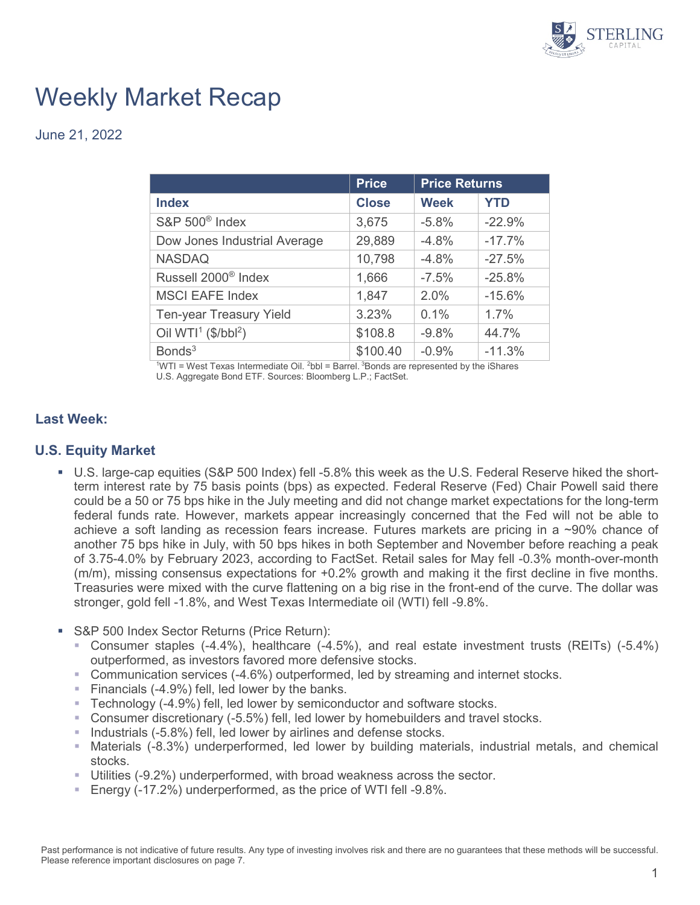# Weekly Market Recap

June 21, 2022

| | Price | Price Returns | |
|---|---|---|---|
| **Index** | **Close** | **Week** | **YTD** |
| S&P 500® Index | 3,675 | -5.8% | -22.9% |
| Dow Jones Industrial Average | 29,889 | -4.8% | -17.7% |
| NASDAQ | 10,798 | -4.8% | -27.5% |
| Russell 2000® Index | 1,666 | -7.5% | -25.8% |
| MSCI EAFE Index | 1,847 | 2.0% | -15.6% |
| Ten-year Treasury Yield | 3.23% | 0.1% | 1.7% |
| Oil WTI[1] ($/bbl[2]) | $108.8 | -9.8% | 44.7% |
| Bonds[3] | $100.40 | -0.9% | -11.3% |

[1]WTI = West Texas Intermediate Oil. [2]bbl = Barrel. [3]Bonds are represented by the iShares U.S. Aggregate Bond ETF. Sources: Bloomberg L.P.; FactSet.

## Last Week:

## U.S. Equity Market

- U.S. large-cap equities (S&P 500 Index) fell -5.8% this week as the U.S. Federal Reserve hiked the short-term interest rate by 75 basis points (bps) as expected. Federal Reserve (Fed) Chair Powell said there could be a 50 or 75 bps hike in the July meeting and did not change market expectations for the long-term federal funds rate. However, markets appear increasingly concerned that the Fed will not be able to achieve a soft landing as recession fears increase. Futures markets are pricing in a ~90% chance of another 75 bps hike in July, with 50 bps hikes in both September and November before reaching a peak of 3.75-4.0% by February 2023, according to FactSet. Retail sales for May fell -0.3% month-over-month (m/m), missing consensus expectations for +0.2% growth and making it the first decline in five months. Treasuries were mixed with the curve flattening on a big rise in the front-end of the curve. The dollar was stronger, gold fell -1.8%, and West Texas Intermediate oil (WTI) fell -9.8%.

- S&P 500 Index Sector Returns (Price Return):
  - Consumer staples (-4.4%), healthcare (-4.5%), and real estate investment trusts (REITs) (-5.4%) outperformed, as investors favored more defensive stocks.
  - Communication services (-4.6%) outperformed, led by streaming and internet stocks.
  - Financials (-4.9%) fell, led lower by the banks.
  - Technology (-4.9%) fell, led lower by semiconductor and software stocks.
  - Consumer discretionary (-5.5%) fell, led lower by homebuilders and travel stocks.
  - Industrials (-5.8%) fell, led lower by airlines and defense stocks.
  - Materials (-8.3%) underperformed, led lower by building materials, industrial metals, and chemical stocks.
  - Utilities (-9.2%) underperformed, with broad weakness across the sector.
  - Energy (-17.2%) underperformed, as the price of WTI fell -9.8%.

Past performance is not indicative of future results. Any type of investing involves risk and there are no guarantees that these methods will be successful. Please reference important disclosures on page 7.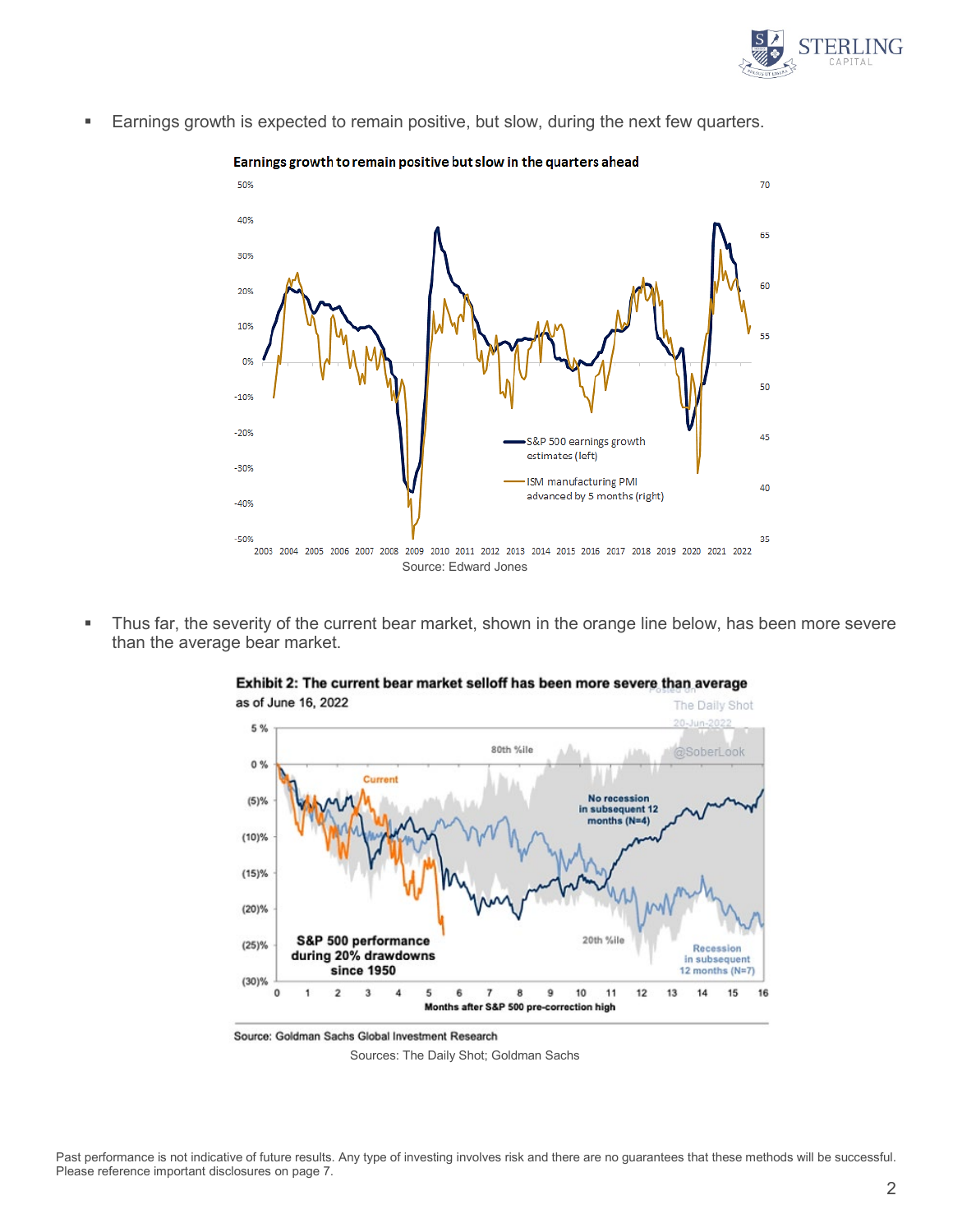- Earnings growth is expected to remain positive, but slow, during the next few quarters.

**Earnings growth to remain positive but slow in the quarters ahead**

Source: Edward Jones

- Thus far, the severity of the current bear market, shown in the orange line below, has been more severe than the average bear market.

**Exhibit 2: The current bear market selloff has been more severe than average**
as of June 16, 2022

Source: Goldman Sachs Global Investment Research

Sources: The Daily Shot; Goldman Sachs

Past performance is not indicative of future results. Any type of investing involves risk and there are no guarantees that these methods will be successful. Please reference important disclosures on page 7.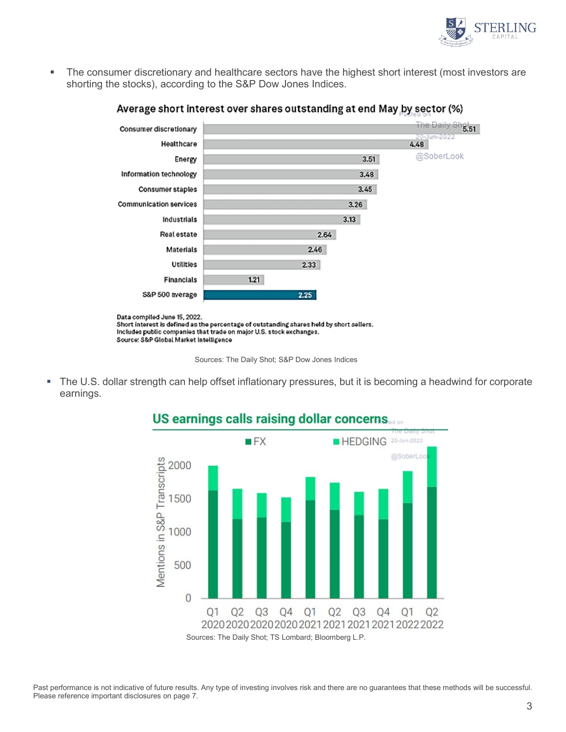- The consumer discretionary and healthcare sectors have the highest short interest (most investors are shorting the stocks), according to the S&P Dow Jones Indices.

**Average short interest over shares outstanding at end May by sector (%)**

| Sector | % |
|---|---|
| Consumer discretionary | 5.51 |
| Healthcare | 4.48 |
| Energy | 3.51 |
| Information technology | 3.48 |
| Consumer staples | 3.45 |
| Communication services | 3.26 |
| Industrials | 3.13 |
| Real estate | 2.64 |
| Materials | 2.46 |
| Utilities | 2.33 |
| Financials | 1.21 |
| S&P 500 average | 2.25 |

Data compiled June 15, 2022.
Short interest is defined as the percentage of outstanding shares held by short sellers.
Includes public companies that trade on major U.S. stock exchanges.
Source: S&P Global Market Intelligence

Sources: The Daily Shot; S&P Dow Jones Indices

- The U.S. dollar strength can help offset inflationary pressures, but it is becoming a headwind for corporate earnings.

**US earnings calls raising dollar concerns**

Mentions in S&P Transcripts (FX, HEDGING), Q1 2020 – Q2 2022

Sources: The Daily Shot; TS Lombard; Bloomberg L.P.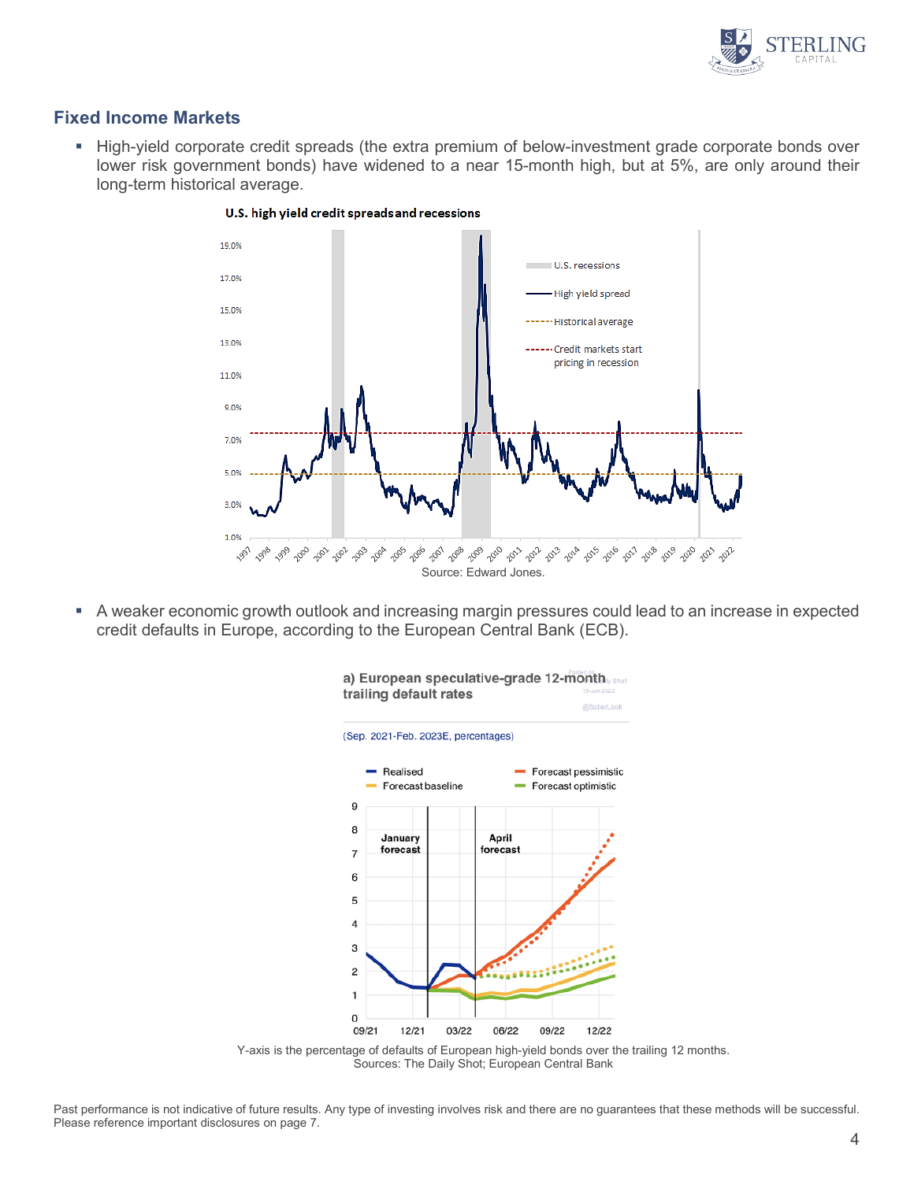### Fixed Income Markets

- High-yield corporate credit spreads (the extra premium of below-investment grade corporate bonds over lower risk government bonds) have widened to a near 15-month high, but at 5%, are only around their long-term historical average.

**U.S. high yield credit spreads and recessions**

Source: Edward Jones.

- A weaker economic growth outlook and increasing margin pressures could lead to an increase in expected credit defaults in Europe, according to the European Central Bank (ECB).

**a) European speculative-grade 12-month trailing default rates**

(Sep. 2021-Feb. 2023E, percentages)

Y-axis is the percentage of defaults of European high-yield bonds over the trailing 12 months.
Sources: The Daily Shot; European Central Bank

Past performance is not indicative of future results. Any type of investing involves risk and there are no guarantees that these methods will be successful. Please reference important disclosures on page 7.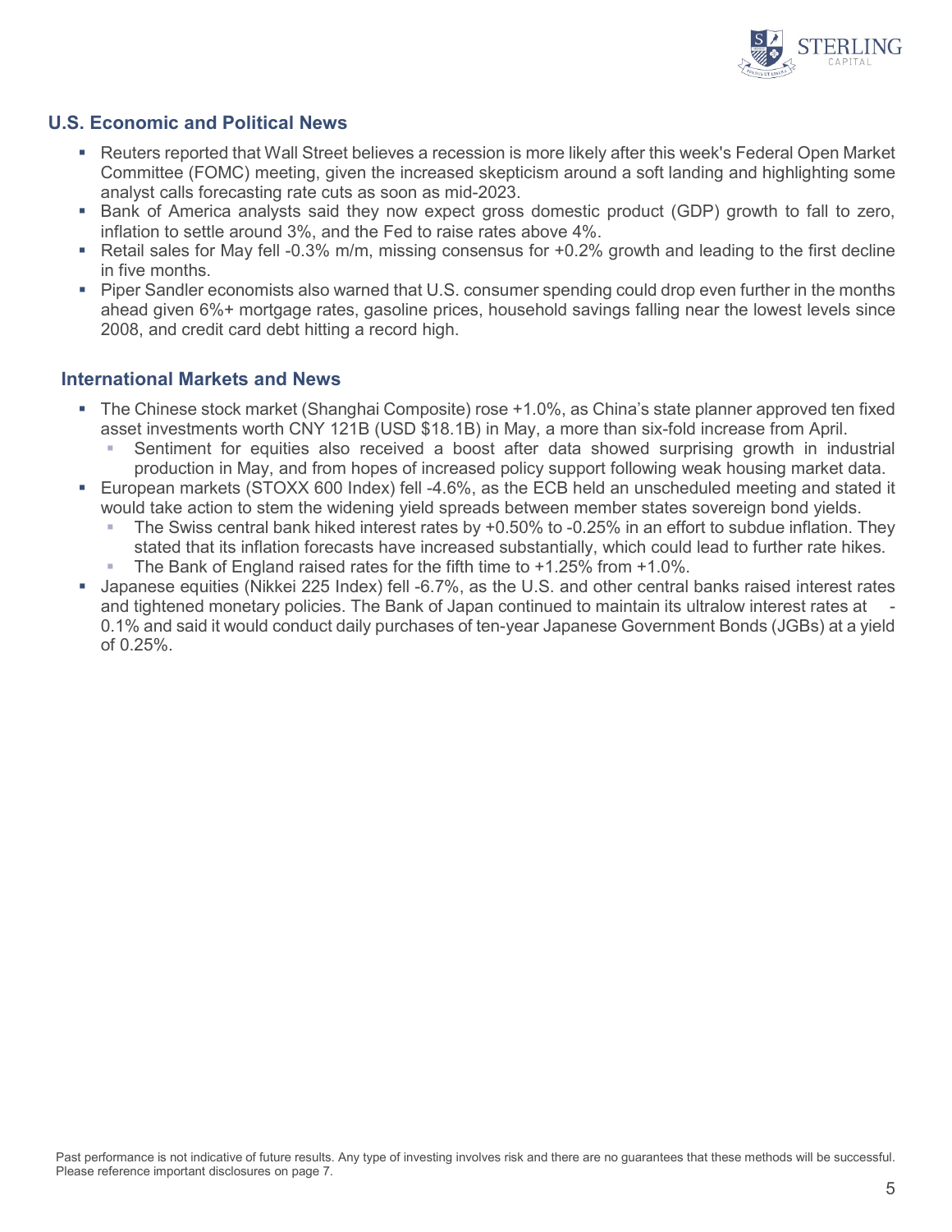## U.S. Economic and Political News

- Reuters reported that Wall Street believes a recession is more likely after this week's Federal Open Market Committee (FOMC) meeting, given the increased skepticism around a soft landing and highlighting some analyst calls forecasting rate cuts as soon as mid-2023.
- Bank of America analysts said they now expect gross domestic product (GDP) growth to fall to zero, inflation to settle around 3%, and the Fed to raise rates above 4%.
- Retail sales for May fell -0.3% m/m, missing consensus for +0.2% growth and leading to the first decline in five months.
- Piper Sandler economists also warned that U.S. consumer spending could drop even further in the months ahead given 6%+ mortgage rates, gasoline prices, household savings falling near the lowest levels since 2008, and credit card debt hitting a record high.

## International Markets and News

- The Chinese stock market (Shanghai Composite) rose +1.0%, as China's state planner approved ten fixed asset investments worth CNY 121B (USD $18.1B) in May, a more than six-fold increase from April.
  - Sentiment for equities also received a boost after data showed surprising growth in industrial production in May, and from hopes of increased policy support following weak housing market data.
- European markets (STOXX 600 Index) fell -4.6%, as the ECB held an unscheduled meeting and stated it would take action to stem the widening yield spreads between member states sovereign bond yields.
  - The Swiss central bank hiked interest rates by +0.50% to -0.25% in an effort to subdue inflation. They stated that its inflation forecasts have increased substantially, which could lead to further rate hikes.
  - The Bank of England raised rates for the fifth time to +1.25% from +1.0%.
- Japanese equities (Nikkei 225 Index) fell -6.7%, as the U.S. and other central banks raised interest rates and tightened monetary policies. The Bank of Japan continued to maintain its ultralow interest rates at -0.1% and said it would conduct daily purchases of ten-year Japanese Government Bonds (JGBs) at a yield of 0.25%.

Past performance is not indicative of future results. Any type of investing involves risk and there are no guarantees that these methods will be successful. Please reference important disclosures on page 7.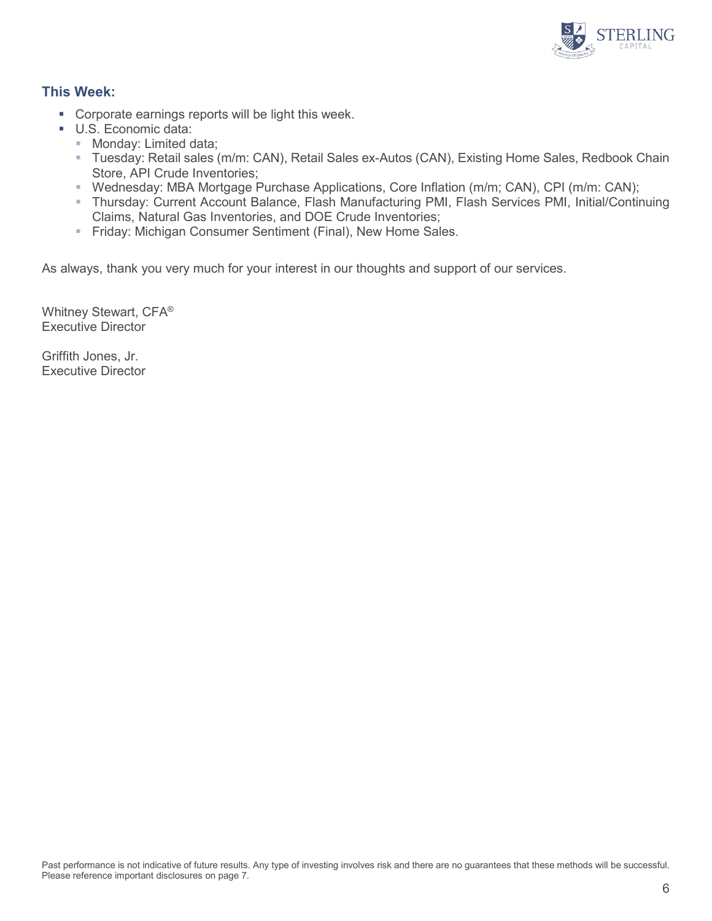### This Week:

- Corporate earnings reports will be light this week.
- U.S. Economic data:
  - Monday: Limited data;
  - Tuesday: Retail sales (m/m: CAN), Retail Sales ex-Autos (CAN), Existing Home Sales, Redbook Chain Store, API Crude Inventories;
  - Wednesday: MBA Mortgage Purchase Applications, Core Inflation (m/m; CAN), CPI (m/m: CAN);
  - Thursday: Current Account Balance, Flash Manufacturing PMI, Flash Services PMI, Initial/Continuing Claims, Natural Gas Inventories, and DOE Crude Inventories;
  - Friday: Michigan Consumer Sentiment (Final), New Home Sales.

As always, thank you very much for your interest in our thoughts and support of our services.

Whitney Stewart, CFA®
Executive Director

Griffith Jones, Jr.
Executive Director

Past performance is not indicative of future results. Any type of investing involves risk and there are no guarantees that these methods will be successful. Please reference important disclosures on page 7.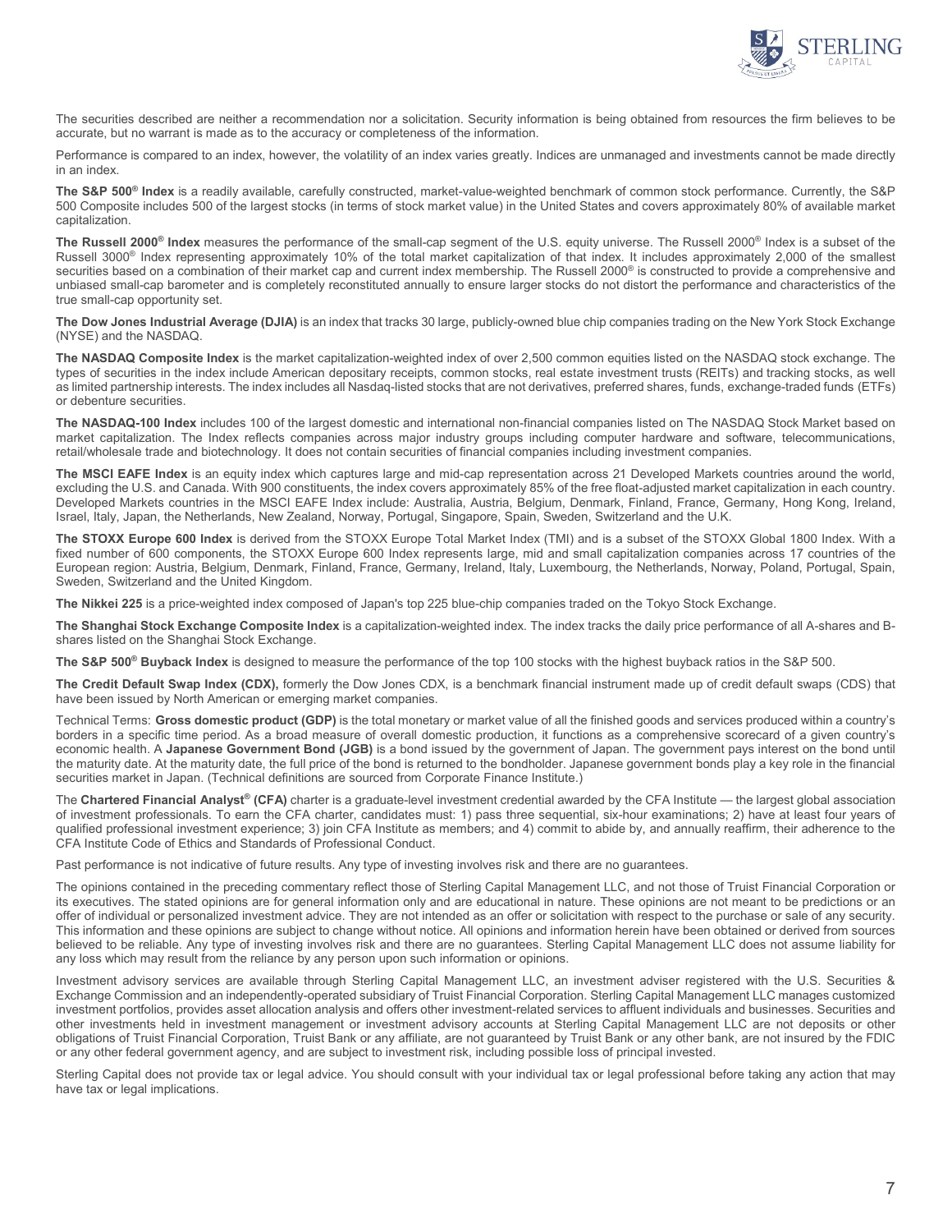The securities described are neither a recommendation nor a solicitation. Security information is being obtained from resources the firm believes to be accurate, but no warrant is made as to the accuracy or completeness of the information.

Performance is compared to an index, however, the volatility of an index varies greatly. Indices are unmanaged and investments cannot be made directly in an index.

**The S&P 500® Index** is a readily available, carefully constructed, market-value-weighted benchmark of common stock performance. Currently, the S&P 500 Composite includes 500 of the largest stocks (in terms of stock market value) in the United States and covers approximately 80% of available market capitalization.

**The Russell 2000® Index** measures the performance of the small-cap segment of the U.S. equity universe. The Russell 2000® Index is a subset of the Russell 3000® Index representing approximately 10% of the total market capitalization of that index. It includes approximately 2,000 of the smallest securities based on a combination of their market cap and current index membership. The Russell 2000® is constructed to provide a comprehensive and unbiased small-cap barometer and is completely reconstituted annually to ensure larger stocks do not distort the performance and characteristics of the true small-cap opportunity set.

**The Dow Jones Industrial Average (DJIA)** is an index that tracks 30 large, publicly-owned blue chip companies trading on the New York Stock Exchange (NYSE) and the NASDAQ.

**The NASDAQ Composite Index** is the market capitalization-weighted index of over 2,500 common equities listed on the NASDAQ stock exchange. The types of securities in the index include American depositary receipts, common stocks, real estate investment trusts (REITs) and tracking stocks, as well as limited partnership interests. The index includes all Nasdaq-listed stocks that are not derivatives, preferred shares, funds, exchange-traded funds (ETFs) or debenture securities.

**The NASDAQ-100 Index** includes 100 of the largest domestic and international non-financial companies listed on The NASDAQ Stock Market based on market capitalization. The Index reflects companies across major industry groups including computer hardware and software, telecommunications, retail/wholesale trade and biotechnology. It does not contain securities of financial companies including investment companies.

**The MSCI EAFE Index** is an equity index which captures large and mid-cap representation across 21 Developed Markets countries around the world, excluding the U.S. and Canada. With 900 constituents, the index covers approximately 85% of the free float-adjusted market capitalization in each country. Developed Markets countries in the MSCI EAFE Index include: Australia, Austria, Belgium, Denmark, Finland, France, Germany, Hong Kong, Ireland, Israel, Italy, Japan, the Netherlands, New Zealand, Norway, Portugal, Singapore, Spain, Sweden, Switzerland and the U.K.

**The STOXX Europe 600 Index** is derived from the STOXX Europe Total Market Index (TMI) and is a subset of the STOXX Global 1800 Index. With a fixed number of 600 components, the STOXX Europe 600 Index represents large, mid and small capitalization companies across 17 countries of the European region: Austria, Belgium, Denmark, Finland, France, Germany, Ireland, Italy, Luxembourg, the Netherlands, Norway, Poland, Portugal, Spain, Sweden, Switzerland and the United Kingdom.

**The Nikkei 225** is a price-weighted index composed of Japan's top 225 blue-chip companies traded on the Tokyo Stock Exchange.

**The Shanghai Stock Exchange Composite Index** is a capitalization-weighted index. The index tracks the daily price performance of all A-shares and B-shares listed on the Shanghai Stock Exchange.

**The S&P 500® Buyback Index** is designed to measure the performance of the top 100 stocks with the highest buyback ratios in the S&P 500.

**The Credit Default Swap Index (CDX),** formerly the Dow Jones CDX, is a benchmark financial instrument made up of credit default swaps (CDS) that have been issued by North American or emerging market companies.

Technical Terms: **Gross domestic product (GDP)** is the total monetary or market value of all the finished goods and services produced within a country's borders in a specific time period. As a broad measure of overall domestic production, it functions as a comprehensive scorecard of a given country's economic health. A **Japanese Government Bond (JGB)** is a bond issued by the government of Japan. The government pays interest on the bond until the maturity date. At the maturity date, the full price of the bond is returned to the bondholder. Japanese government bonds play a key role in the financial securities market in Japan. (Technical definitions are sourced from Corporate Finance Institute.)

The **Chartered Financial Analyst® (CFA)** charter is a graduate-level investment credential awarded by the CFA Institute — the largest global association of investment professionals. To earn the CFA charter, candidates must: 1) pass three sequential, six-hour examinations; 2) have at least four years of qualified professional investment experience; 3) join CFA Institute as members; and 4) commit to abide by, and annually reaffirm, their adherence to the CFA Institute Code of Ethics and Standards of Professional Conduct.

Past performance is not indicative of future results. Any type of investing involves risk and there are no guarantees.

The opinions contained in the preceding commentary reflect those of Sterling Capital Management LLC, and not those of Truist Financial Corporation or its executives. The stated opinions are for general information only and are educational in nature. These opinions are not meant to be predictions or an offer of individual or personalized investment advice. They are not intended as an offer or solicitation with respect to the purchase or sale of any security. This information and these opinions are subject to change without notice. All opinions and information herein have been obtained or derived from sources believed to be reliable. Any type of investing involves risk and there are no guarantees. Sterling Capital Management LLC does not assume liability for any loss which may result from the reliance by any person upon such information or opinions.

Investment advisory services are available through Sterling Capital Management LLC, an investment adviser registered with the U.S. Securities & Exchange Commission and an independently-operated subsidiary of Truist Financial Corporation. Sterling Capital Management LLC manages customized investment portfolios, provides asset allocation analysis and offers other investment-related services to affluent individuals and businesses. Securities and other investments held in investment management or investment advisory accounts at Sterling Capital Management LLC are not deposits or other obligations of Truist Financial Corporation, Truist Bank or any affiliate, are not guaranteed by Truist Bank or any other bank, are not insured by the FDIC or any other federal government agency, and are subject to investment risk, including possible loss of principal invested.

Sterling Capital does not provide tax or legal advice. You should consult with your individual tax or legal professional before taking any action that may have tax or legal implications.